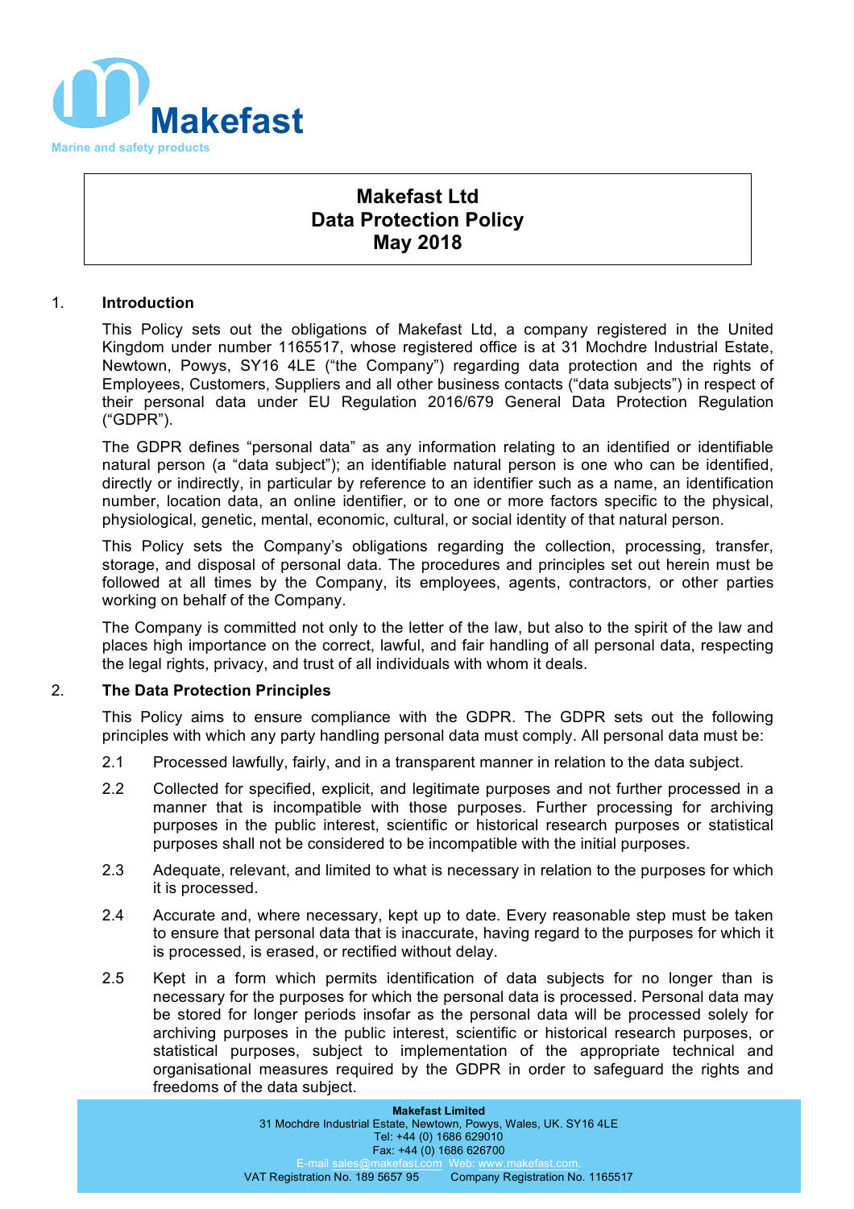Makefast

Marine and safety products

# Makefast Ltd
# Data Protection Policy
# May 2018

## 1. Introduction

This Policy sets out the obligations of Makefast Ltd, a company registered in the United Kingdom under number 1165517, whose registered office is at 31 Mochdre Industrial Estate, Newtown, Powys, SY16 4LE ("the Company") regarding data protection and the rights of Employees, Customers, Suppliers and all other business contacts ("data subjects") in respect of their personal data under EU Regulation 2016/679 General Data Protection Regulation ("GDPR").

The GDPR defines "personal data" as any information relating to an identified or identifiable natural person (a "data subject"); an identifiable natural person is one who can be identified, directly or indirectly, in particular by reference to an identifier such as a name, an identification number, location data, an online identifier, or to one or more factors specific to the physical, physiological, genetic, mental, economic, cultural, or social identity of that natural person.

This Policy sets the Company's obligations regarding the collection, processing, transfer, storage, and disposal of personal data. The procedures and principles set out herein must be followed at all times by the Company, its employees, agents, contractors, or other parties working on behalf of the Company.

The Company is committed not only to the letter of the law, but also to the spirit of the law and places high importance on the correct, lawful, and fair handling of all personal data, respecting the legal rights, privacy, and trust of all individuals with whom it deals.

## 2. The Data Protection Principles

This Policy aims to ensure compliance with the GDPR. The GDPR sets out the following principles with which any party handling personal data must comply. All personal data must be:

2.1 Processed lawfully, fairly, and in a transparent manner in relation to the data subject.

2.2 Collected for specified, explicit, and legitimate purposes and not further processed in a manner that is incompatible with those purposes. Further processing for archiving purposes in the public interest, scientific or historical research purposes or statistical purposes shall not be considered to be incompatible with the initial purposes.

2.3 Adequate, relevant, and limited to what is necessary in relation to the purposes for which it is processed.

2.4 Accurate and, where necessary, kept up to date. Every reasonable step must be taken to ensure that personal data that is inaccurate, having regard to the purposes for which it is processed, is erased, or rectified without delay.

2.5 Kept in a form which permits identification of data subjects for no longer than is necessary for the purposes for which the personal data is processed. Personal data may be stored for longer periods insofar as the personal data will be processed solely for archiving purposes in the public interest, scientific or historical research purposes, or statistical purposes, subject to implementation of the appropriate technical and organisational measures required by the GDPR in order to safeguard the rights and freedoms of the data subject.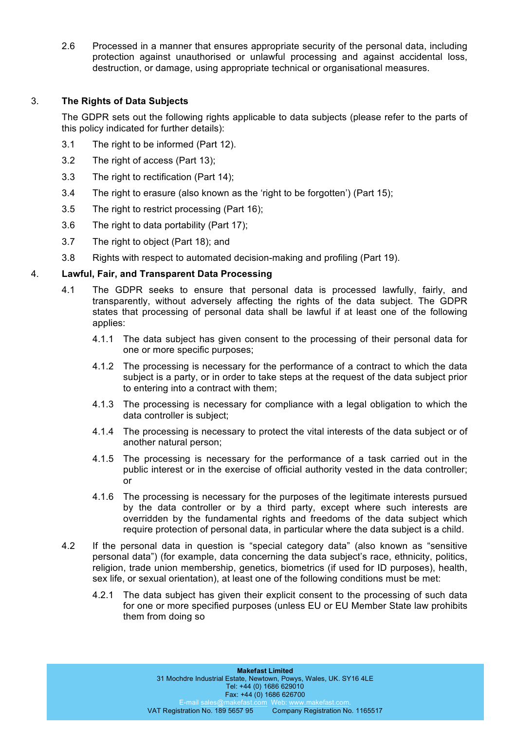2.6 Processed in a manner that ensures appropriate security of the personal data, including protection against unauthorised or unlawful processing and against accidental loss, destruction, or damage, using appropriate technical or organisational measures.

## 3. The Rights of Data Subjects

The GDPR sets out the following rights applicable to data subjects (please refer to the parts of this policy indicated for further details):

3.1 The right to be informed (Part 12).

3.2 The right of access (Part 13);

3.3 The right to rectification (Part 14);

3.4 The right to erasure (also known as the 'right to be forgotten') (Part 15);

3.5 The right to restrict processing (Part 16);

3.6 The right to data portability (Part 17);

3.7 The right to object (Part 18); and

3.8 Rights with respect to automated decision-making and profiling (Part 19).

## 4. Lawful, Fair, and Transparent Data Processing

4.1 The GDPR seeks to ensure that personal data is processed lawfully, fairly, and transparently, without adversely affecting the rights of the data subject. The GDPR states that processing of personal data shall be lawful if at least one of the following applies:

4.1.1 The data subject has given consent to the processing of their personal data for one or more specific purposes;

4.1.2 The processing is necessary for the performance of a contract to which the data subject is a party, or in order to take steps at the request of the data subject prior to entering into a contract with them;

4.1.3 The processing is necessary for compliance with a legal obligation to which the data controller is subject;

4.1.4 The processing is necessary to protect the vital interests of the data subject or of another natural person;

4.1.5 The processing is necessary for the performance of a task carried out in the public interest or in the exercise of official authority vested in the data controller; or

4.1.6 The processing is necessary for the purposes of the legitimate interests pursued by the data controller or by a third party, except where such interests are overridden by the fundamental rights and freedoms of the data subject which require protection of personal data, in particular where the data subject is a child.

4.2 If the personal data in question is "special category data" (also known as "sensitive personal data") (for example, data concerning the data subject's race, ethnicity, politics, religion, trade union membership, genetics, biometrics (if used for ID purposes), health, sex life, or sexual orientation), at least one of the following conditions must be met:

4.2.1 The data subject has given their explicit consent to the processing of such data for one or more specified purposes (unless EU or EU Member State law prohibits them from doing so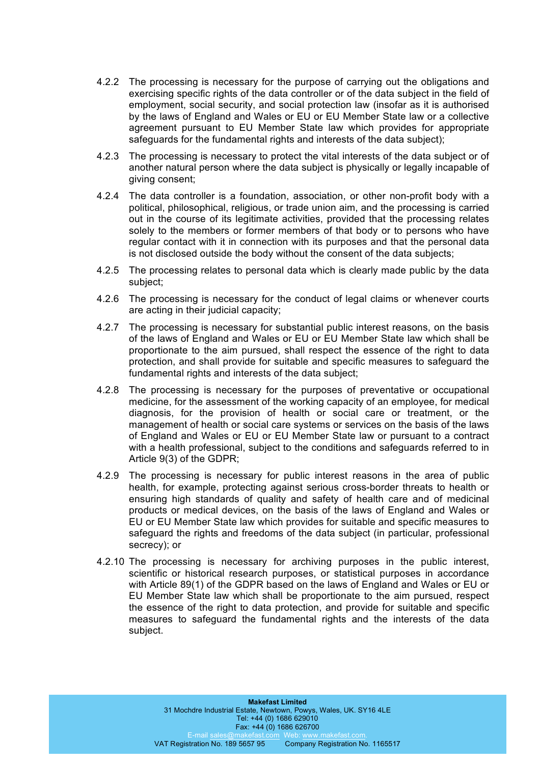4.2.2 The processing is necessary for the purpose of carrying out the obligations and exercising specific rights of the data controller or of the data subject in the field of employment, social security, and social protection law (insofar as it is authorised by the laws of England and Wales or EU or EU Member State law or a collective agreement pursuant to EU Member State law which provides for appropriate safeguards for the fundamental rights and interests of the data subject);

4.2.3 The processing is necessary to protect the vital interests of the data subject or of another natural person where the data subject is physically or legally incapable of giving consent;

4.2.4 The data controller is a foundation, association, or other non-profit body with a political, philosophical, religious, or trade union aim, and the processing is carried out in the course of its legitimate activities, provided that the processing relates solely to the members or former members of that body or to persons who have regular contact with it in connection with its purposes and that the personal data is not disclosed outside the body without the consent of the data subjects;

4.2.5 The processing relates to personal data which is clearly made public by the data subject;

4.2.6 The processing is necessary for the conduct of legal claims or whenever courts are acting in their judicial capacity;

4.2.7 The processing is necessary for substantial public interest reasons, on the basis of the laws of England and Wales or EU or EU Member State law which shall be proportionate to the aim pursued, shall respect the essence of the right to data protection, and shall provide for suitable and specific measures to safeguard the fundamental rights and interests of the data subject;

4.2.8 The processing is necessary for the purposes of preventative or occupational medicine, for the assessment of the working capacity of an employee, for medical diagnosis, for the provision of health or social care or treatment, or the management of health or social care systems or services on the basis of the laws of England and Wales or EU or EU Member State law or pursuant to a contract with a health professional, subject to the conditions and safeguards referred to in Article 9(3) of the GDPR;

4.2.9 The processing is necessary for public interest reasons in the area of public health, for example, protecting against serious cross-border threats to health or ensuring high standards of quality and safety of health care and of medicinal products or medical devices, on the basis of the laws of England and Wales or EU or EU Member State law which provides for suitable and specific measures to safeguard the rights and freedoms of the data subject (in particular, professional secrecy); or

4.2.10 The processing is necessary for archiving purposes in the public interest, scientific or historical research purposes, or statistical purposes in accordance with Article 89(1) of the GDPR based on the laws of England and Wales or EU or EU Member State law which shall be proportionate to the aim pursued, respect the essence of the right to data protection, and provide for suitable and specific measures to safeguard the fundamental rights and the interests of the data subject.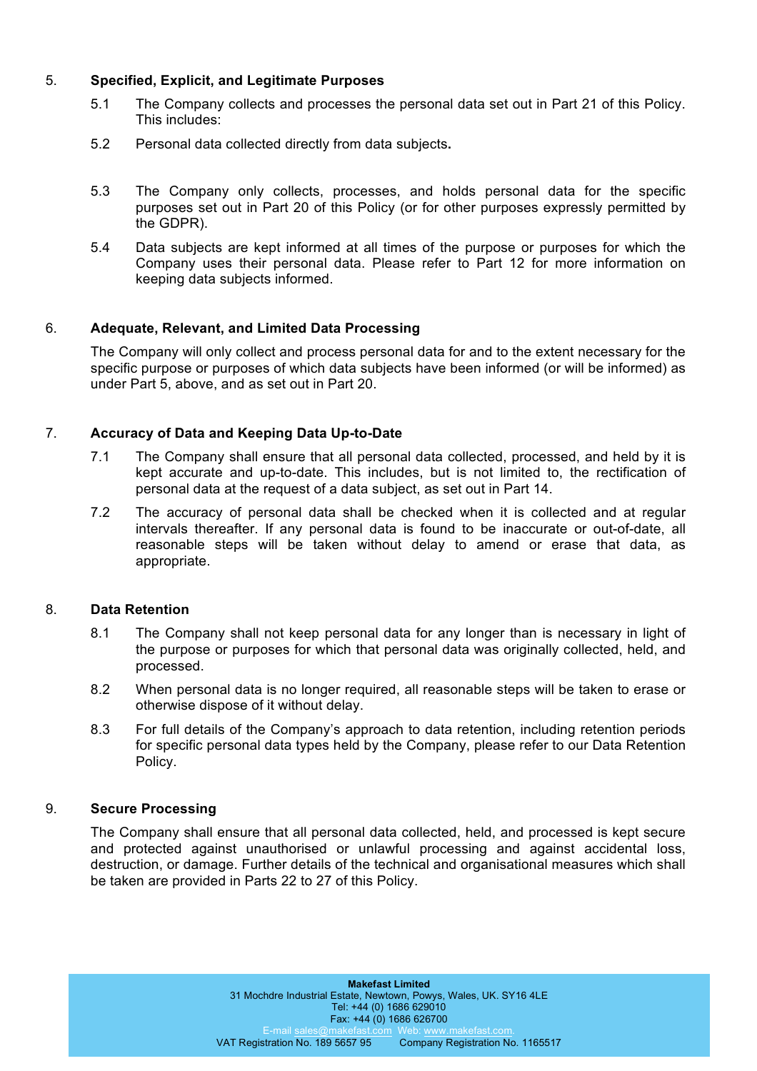## 5. Specified, Explicit, and Legitimate Purposes

5.1 The Company collects and processes the personal data set out in Part 21 of this Policy. This includes:

5.2 Personal data collected directly from data subjects**.**

5.3 The Company only collects, processes, and holds personal data for the specific purposes set out in Part 20 of this Policy (or for other purposes expressly permitted by the GDPR).

5.4 Data subjects are kept informed at all times of the purpose or purposes for which the Company uses their personal data. Please refer to Part 12 for more information on keeping data subjects informed.

## 6. Adequate, Relevant, and Limited Data Processing

The Company will only collect and process personal data for and to the extent necessary for the specific purpose or purposes of which data subjects have been informed (or will be informed) as under Part 5, above, and as set out in Part 20.

## 7. Accuracy of Data and Keeping Data Up-to-Date

7.1 The Company shall ensure that all personal data collected, processed, and held by it is kept accurate and up-to-date. This includes, but is not limited to, the rectification of personal data at the request of a data subject, as set out in Part 14.

7.2 The accuracy of personal data shall be checked when it is collected and at regular intervals thereafter. If any personal data is found to be inaccurate or out-of-date, all reasonable steps will be taken without delay to amend or erase that data, as appropriate.

## 8. Data Retention

8.1 The Company shall not keep personal data for any longer than is necessary in light of the purpose or purposes for which that personal data was originally collected, held, and processed.

8.2 When personal data is no longer required, all reasonable steps will be taken to erase or otherwise dispose of it without delay.

8.3 For full details of the Company's approach to data retention, including retention periods for specific personal data types held by the Company, please refer to our Data Retention Policy.

## 9. Secure Processing

The Company shall ensure that all personal data collected, held, and processed is kept secure and protected against unauthorised or unlawful processing and against accidental loss, destruction, or damage. Further details of the technical and organisational measures which shall be taken are provided in Parts 22 to 27 of this Policy.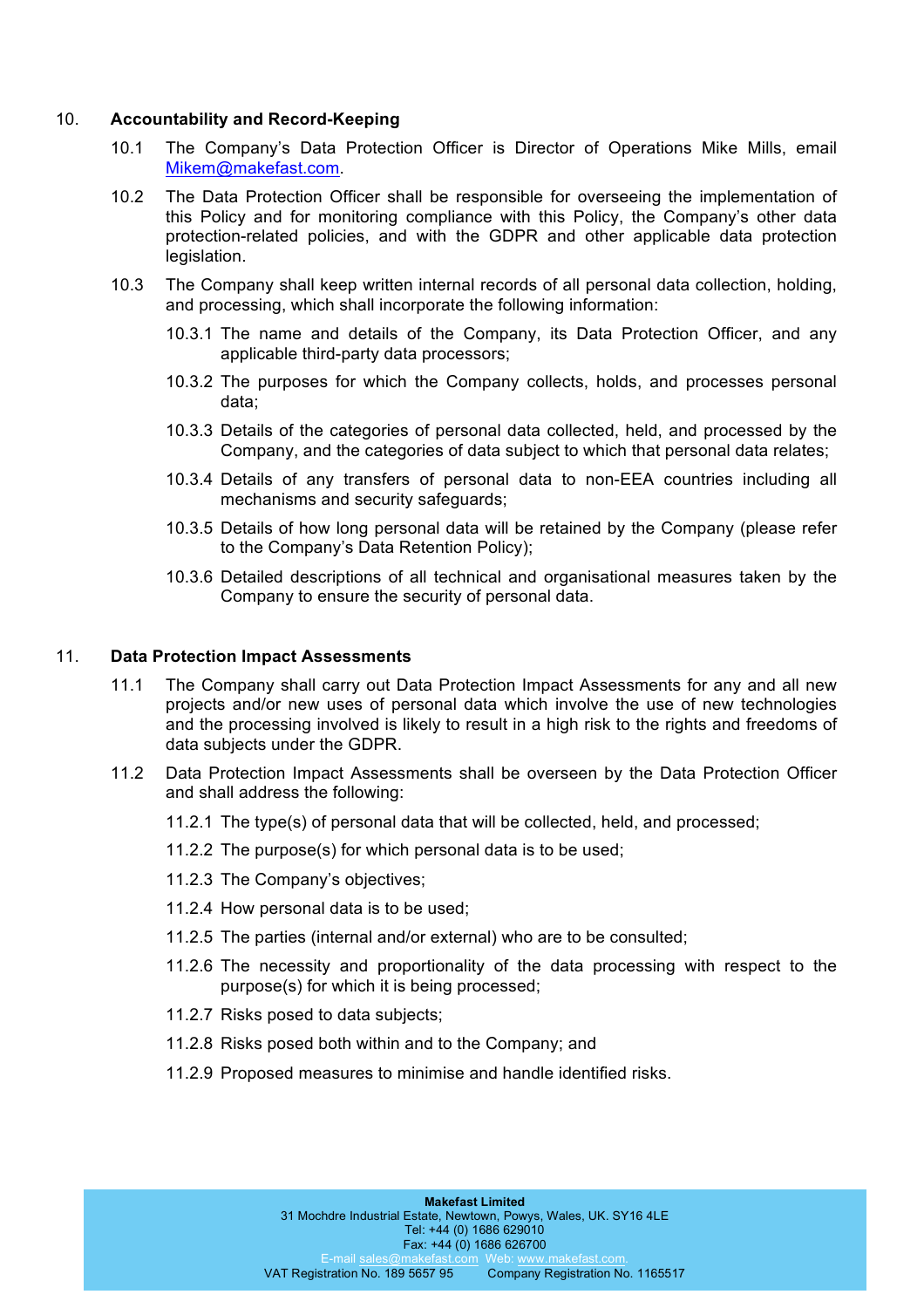## 10. Accountability and Record-Keeping

10.1 The Company's Data Protection Officer is Director of Operations Mike Mills, email Mikem@makefast.com.

10.2 The Data Protection Officer shall be responsible for overseeing the implementation of this Policy and for monitoring compliance with this Policy, the Company's other data protection-related policies, and with the GDPR and other applicable data protection legislation.

10.3 The Company shall keep written internal records of all personal data collection, holding, and processing, which shall incorporate the following information:

10.3.1 The name and details of the Company, its Data Protection Officer, and any applicable third-party data processors;

10.3.2 The purposes for which the Company collects, holds, and processes personal data;

10.3.3 Details of the categories of personal data collected, held, and processed by the Company, and the categories of data subject to which that personal data relates;

10.3.4 Details of any transfers of personal data to non-EEA countries including all mechanisms and security safeguards;

10.3.5 Details of how long personal data will be retained by the Company (please refer to the Company's Data Retention Policy);

10.3.6 Detailed descriptions of all technical and organisational measures taken by the Company to ensure the security of personal data.

## 11. Data Protection Impact Assessments

11.1 The Company shall carry out Data Protection Impact Assessments for any and all new projects and/or new uses of personal data which involve the use of new technologies and the processing involved is likely to result in a high risk to the rights and freedoms of data subjects under the GDPR.

11.2 Data Protection Impact Assessments shall be overseen by the Data Protection Officer and shall address the following:

11.2.1 The type(s) of personal data that will be collected, held, and processed;

11.2.2 The purpose(s) for which personal data is to be used;

11.2.3 The Company's objectives;

11.2.4 How personal data is to be used;

11.2.5 The parties (internal and/or external) who are to be consulted;

11.2.6 The necessity and proportionality of the data processing with respect to the purpose(s) for which it is being processed;

11.2.7 Risks posed to data subjects;

11.2.8 Risks posed both within and to the Company; and

11.2.9 Proposed measures to minimise and handle identified risks.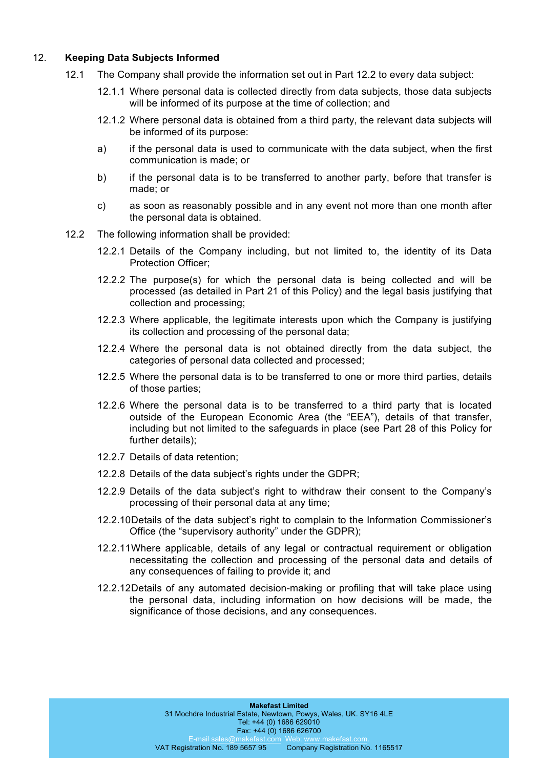## 12. Keeping Data Subjects Informed

12.1 The Company shall provide the information set out in Part 12.2 to every data subject:

12.1.1 Where personal data is collected directly from data subjects, those data subjects will be informed of its purpose at the time of collection; and

12.1.2 Where personal data is obtained from a third party, the relevant data subjects will be informed of its purpose:

a) if the personal data is used to communicate with the data subject, when the first communication is made; or

b) if the personal data is to be transferred to another party, before that transfer is made; or

c) as soon as reasonably possible and in any event not more than one month after the personal data is obtained.

12.2 The following information shall be provided:

12.2.1 Details of the Company including, but not limited to, the identity of its Data Protection Officer;

12.2.2 The purpose(s) for which the personal data is being collected and will be processed (as detailed in Part 21 of this Policy) and the legal basis justifying that collection and processing;

12.2.3 Where applicable, the legitimate interests upon which the Company is justifying its collection and processing of the personal data;

12.2.4 Where the personal data is not obtained directly from the data subject, the categories of personal data collected and processed;

12.2.5 Where the personal data is to be transferred to one or more third parties, details of those parties;

12.2.6 Where the personal data is to be transferred to a third party that is located outside of the European Economic Area (the "EEA"), details of that transfer, including but not limited to the safeguards in place (see Part 28 of this Policy for further details);

12.2.7 Details of data retention;

12.2.8 Details of the data subject's rights under the GDPR;

12.2.9 Details of the data subject's right to withdraw their consent to the Company's processing of their personal data at any time;

12.2.10 Details of the data subject's right to complain to the Information Commissioner's Office (the "supervisory authority" under the GDPR);

12.2.11 Where applicable, details of any legal or contractual requirement or obligation necessitating the collection and processing of the personal data and details of any consequences of failing to provide it; and

12.2.12 Details of any automated decision-making or profiling that will take place using the personal data, including information on how decisions will be made, the significance of those decisions, and any consequences.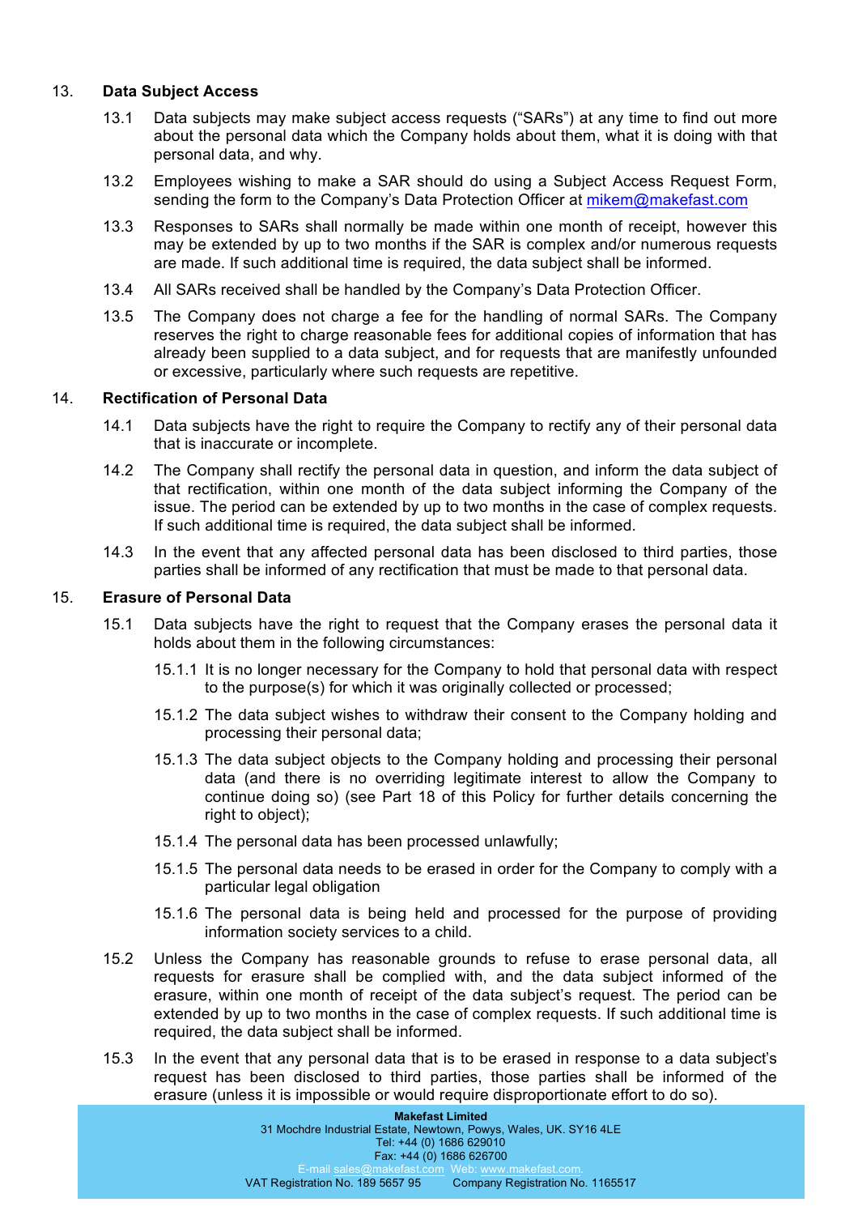## 13. Data Subject Access

13.1 Data subjects may make subject access requests ("SARs") at any time to find out more about the personal data which the Company holds about them, what it is doing with that personal data, and why.

13.2 Employees wishing to make a SAR should do using a Subject Access Request Form, sending the form to the Company's Data Protection Officer at mikem@makefast.com

13.3 Responses to SARs shall normally be made within one month of receipt, however this may be extended by up to two months if the SAR is complex and/or numerous requests are made. If such additional time is required, the data subject shall be informed.

13.4 All SARs received shall be handled by the Company's Data Protection Officer.

13.5 The Company does not charge a fee for the handling of normal SARs. The Company reserves the right to charge reasonable fees for additional copies of information that has already been supplied to a data subject, and for requests that are manifestly unfounded or excessive, particularly where such requests are repetitive.

## 14. Rectification of Personal Data

14.1 Data subjects have the right to require the Company to rectify any of their personal data that is inaccurate or incomplete.

14.2 The Company shall rectify the personal data in question, and inform the data subject of that rectification, within one month of the data subject informing the Company of the issue. The period can be extended by up to two months in the case of complex requests. If such additional time is required, the data subject shall be informed.

14.3 In the event that any affected personal data has been disclosed to third parties, those parties shall be informed of any rectification that must be made to that personal data.

## 15. Erasure of Personal Data

15.1 Data subjects have the right to request that the Company erases the personal data it holds about them in the following circumstances:

15.1.1 It is no longer necessary for the Company to hold that personal data with respect to the purpose(s) for which it was originally collected or processed;

15.1.2 The data subject wishes to withdraw their consent to the Company holding and processing their personal data;

15.1.3 The data subject objects to the Company holding and processing their personal data (and there is no overriding legitimate interest to allow the Company to continue doing so) (see Part 18 of this Policy for further details concerning the right to object);

15.1.4 The personal data has been processed unlawfully;

15.1.5 The personal data needs to be erased in order for the Company to comply with a particular legal obligation

15.1.6 The personal data is being held and processed for the purpose of providing information society services to a child.

15.2 Unless the Company has reasonable grounds to refuse to erase personal data, all requests for erasure shall be complied with, and the data subject informed of the erasure, within one month of receipt of the data subject's request. The period can be extended by up to two months in the case of complex requests. If such additional time is required, the data subject shall be informed.

15.3 In the event that any personal data that is to be erased in response to a data subject's request has been disclosed to third parties, those parties shall be informed of the erasure (unless it is impossible or would require disproportionate effort to do so).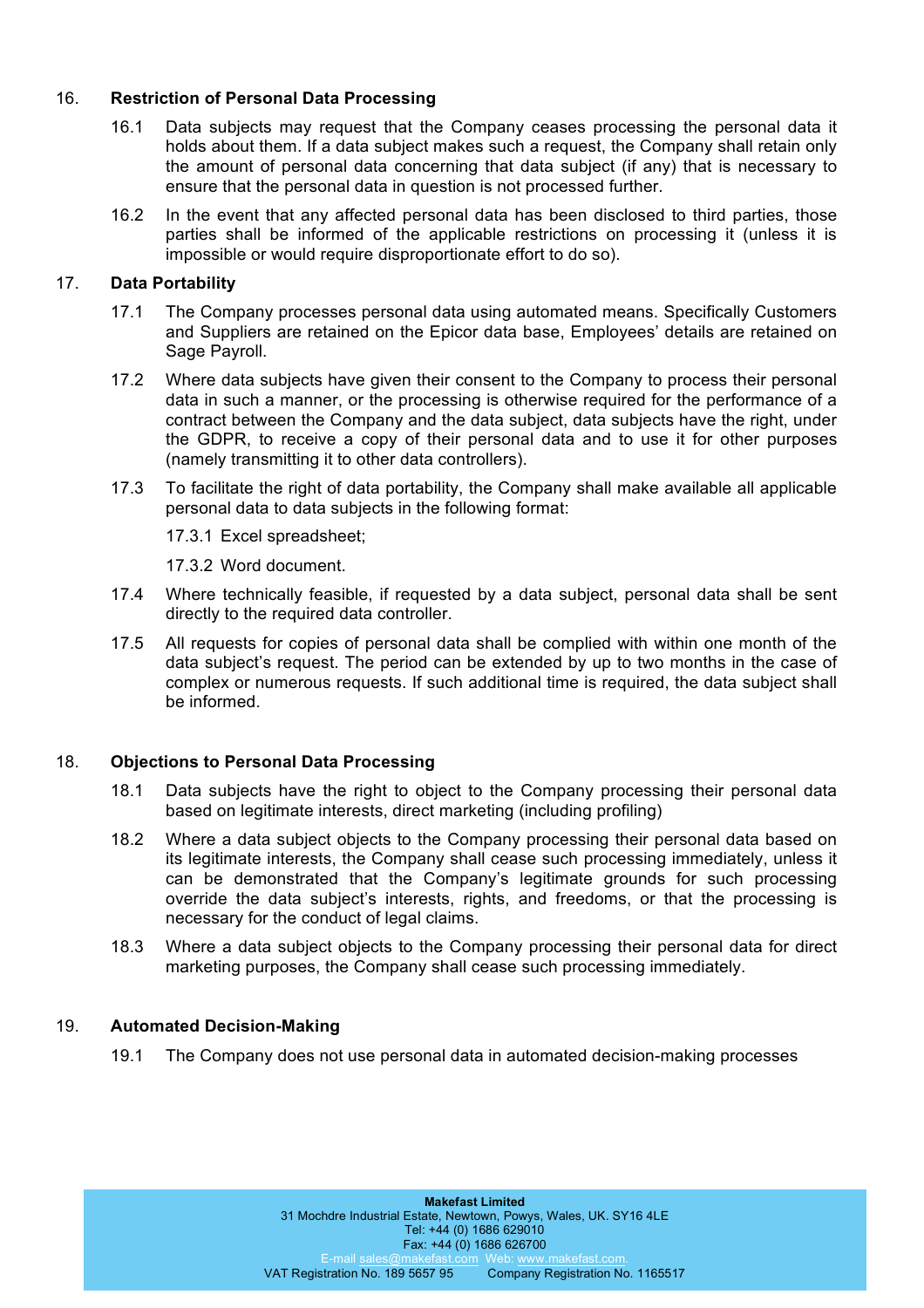## 16. Restriction of Personal Data Processing

16.1 Data subjects may request that the Company ceases processing the personal data it holds about them. If a data subject makes such a request, the Company shall retain only the amount of personal data concerning that data subject (if any) that is necessary to ensure that the personal data in question is not processed further.

16.2 In the event that any affected personal data has been disclosed to third parties, those parties shall be informed of the applicable restrictions on processing it (unless it is impossible or would require disproportionate effort to do so).

## 17. Data Portability

17.1 The Company processes personal data using automated means. Specifically Customers and Suppliers are retained on the Epicor data base, Employees' details are retained on Sage Payroll.

17.2 Where data subjects have given their consent to the Company to process their personal data in such a manner, or the processing is otherwise required for the performance of a contract between the Company and the data subject, data subjects have the right, under the GDPR, to receive a copy of their personal data and to use it for other purposes (namely transmitting it to other data controllers).

17.3 To facilitate the right of data portability, the Company shall make available all applicable personal data to data subjects in the following format:

17.3.1 Excel spreadsheet;

17.3.2 Word document.

17.4 Where technically feasible, if requested by a data subject, personal data shall be sent directly to the required data controller.

17.5 All requests for copies of personal data shall be complied with within one month of the data subject's request. The period can be extended by up to two months in the case of complex or numerous requests. If such additional time is required, the data subject shall be informed.

## 18. Objections to Personal Data Processing

18.1 Data subjects have the right to object to the Company processing their personal data based on legitimate interests, direct marketing (including profiling)

18.2 Where a data subject objects to the Company processing their personal data based on its legitimate interests, the Company shall cease such processing immediately, unless it can be demonstrated that the Company's legitimate grounds for such processing override the data subject's interests, rights, and freedoms, or that the processing is necessary for the conduct of legal claims.

18.3 Where a data subject objects to the Company processing their personal data for direct marketing purposes, the Company shall cease such processing immediately.

## 19. Automated Decision-Making

19.1 The Company does not use personal data in automated decision-making processes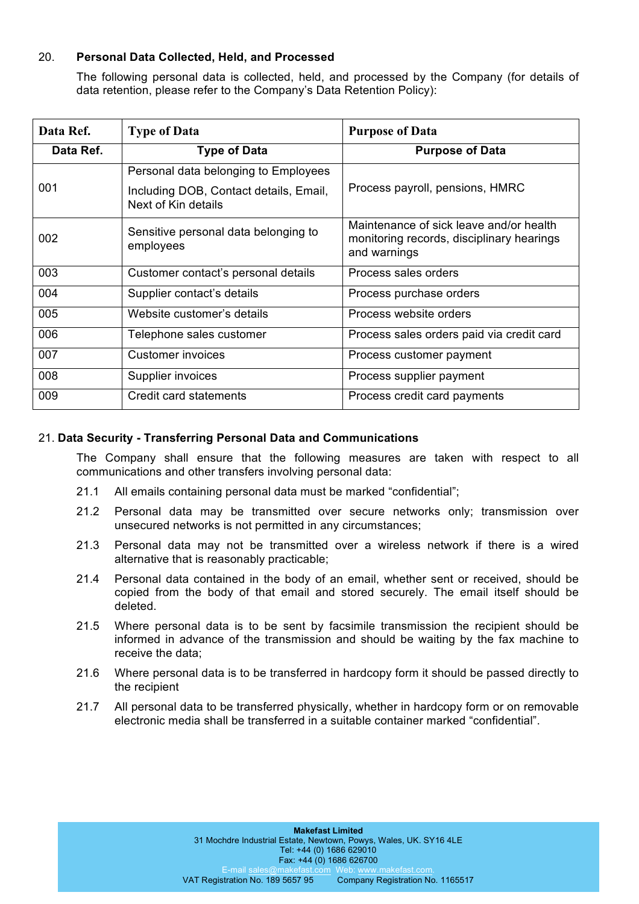20. **Personal Data Collected, Held, and Processed**

The following personal data is collected, held, and processed by the Company (for details of data retention, please refer to the Company's Data Retention Policy):

| Data Ref. | Type of Data | Purpose of Data |
|---|---|---|
| **Data Ref.** | **Type of Data** | **Purpose of Data** |
| 001 | Personal data belonging to Employees<br>Including DOB, Contact details, Email, Next of Kin details | Process payroll, pensions, HMRC |
| 002 | Sensitive personal data belonging to employees | Maintenance of sick leave and/or health monitoring records, disciplinary hearings and warnings |
| 003 | Customer contact's personal details | Process sales orders |
| 004 | Supplier contact's details | Process purchase orders |
| 005 | Website customer's details | Process website orders |
| 006 | Telephone sales customer | Process sales orders paid via credit card |
| 007 | Customer invoices | Process customer payment |
| 008 | Supplier invoices | Process supplier payment |
| 009 | Credit card statements | Process credit card payments |

21. **Data Security - Transferring Personal Data and Communications**

The Company shall ensure that the following measures are taken with respect to all communications and other transfers involving personal data:

21.1 All emails containing personal data must be marked "confidential";

21.2 Personal data may be transmitted over secure networks only; transmission over unsecured networks is not permitted in any circumstances;

21.3 Personal data may not be transmitted over a wireless network if there is a wired alternative that is reasonably practicable;

21.4 Personal data contained in the body of an email, whether sent or received, should be copied from the body of that email and stored securely. The email itself should be deleted.

21.5 Where personal data is to be sent by facsimile transmission the recipient should be informed in advance of the transmission and should be waiting by the fax machine to receive the data;

21.6 Where personal data is to be transferred in hardcopy form it should be passed directly to the recipient

21.7 All personal data to be transferred physically, whether in hardcopy form or on removable electronic media shall be transferred in a suitable container marked "confidential".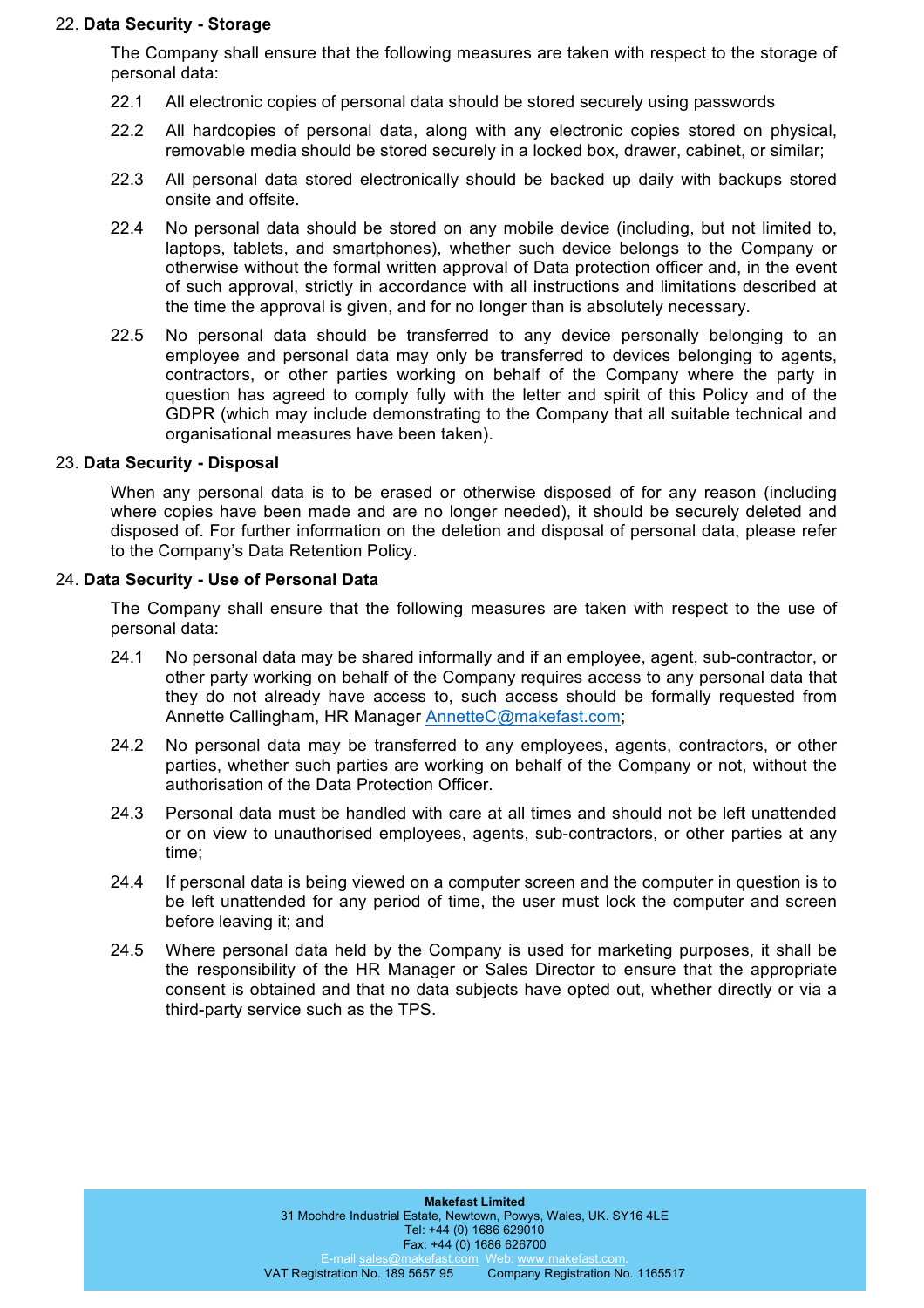## 22. **Data Security - Storage**

The Company shall ensure that the following measures are taken with respect to the storage of personal data:

22.1 All electronic copies of personal data should be stored securely using passwords

22.2 All hardcopies of personal data, along with any electronic copies stored on physical, removable media should be stored securely in a locked box, drawer, cabinet, or similar;

22.3 All personal data stored electronically should be backed up daily with backups stored onsite and offsite.

22.4 No personal data should be stored on any mobile device (including, but not limited to, laptops, tablets, and smartphones), whether such device belongs to the Company or otherwise without the formal written approval of Data protection officer and, in the event of such approval, strictly in accordance with all instructions and limitations described at the time the approval is given, and for no longer than is absolutely necessary.

22.5 No personal data should be transferred to any device personally belonging to an employee and personal data may only be transferred to devices belonging to agents, contractors, or other parties working on behalf of the Company where the party in question has agreed to comply fully with the letter and spirit of this Policy and of the GDPR (which may include demonstrating to the Company that all suitable technical and organisational measures have been taken).

## 23. **Data Security - Disposal**

When any personal data is to be erased or otherwise disposed of for any reason (including where copies have been made and are no longer needed), it should be securely deleted and disposed of. For further information on the deletion and disposal of personal data, please refer to the Company's Data Retention Policy.

## 24. **Data Security - Use of Personal Data**

The Company shall ensure that the following measures are taken with respect to the use of personal data:

24.1 No personal data may be shared informally and if an employee, agent, sub-contractor, or other party working on behalf of the Company requires access to any personal data that they do not already have access to, such access should be formally requested from Annette Callingham, HR Manager AnnetteC@makefast.com;

24.2 No personal data may be transferred to any employees, agents, contractors, or other parties, whether such parties are working on behalf of the Company or not, without the authorisation of the Data Protection Officer.

24.3 Personal data must be handled with care at all times and should not be left unattended or on view to unauthorised employees, agents, sub-contractors, or other parties at any time;

24.4 If personal data is being viewed on a computer screen and the computer in question is to be left unattended for any period of time, the user must lock the computer and screen before leaving it; and

24.5 Where personal data held by the Company is used for marketing purposes, it shall be the responsibility of the HR Manager or Sales Director to ensure that the appropriate consent is obtained and that no data subjects have opted out, whether directly or via a third-party service such as the TPS.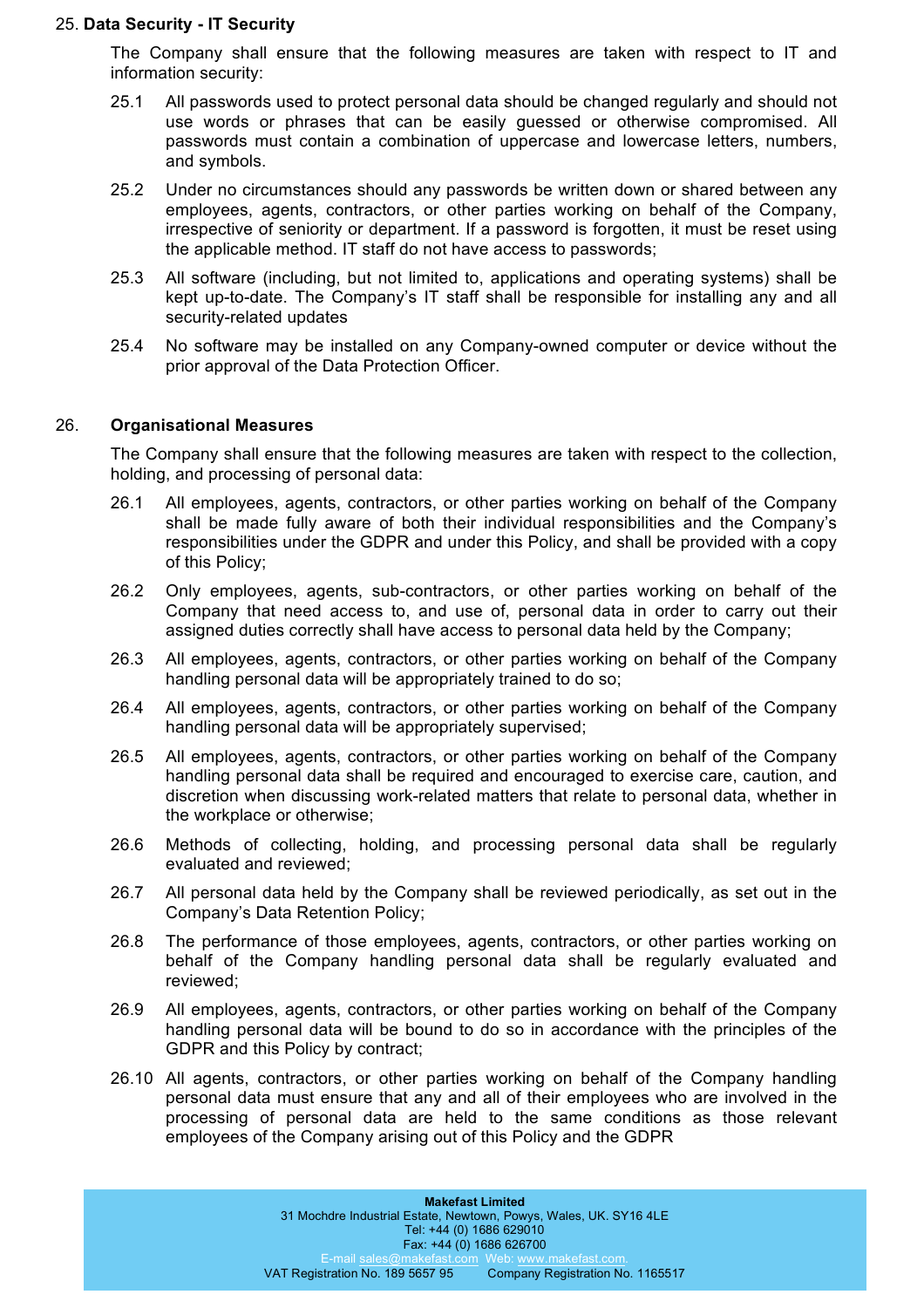## 25. **Data Security - IT Security**

The Company shall ensure that the following measures are taken with respect to IT and information security:

25.1 All passwords used to protect personal data should be changed regularly and should not use words or phrases that can be easily guessed or otherwise compromised. All passwords must contain a combination of uppercase and lowercase letters, numbers, and symbols.

25.2 Under no circumstances should any passwords be written down or shared between any employees, agents, contractors, or other parties working on behalf of the Company, irrespective of seniority or department. If a password is forgotten, it must be reset using the applicable method. IT staff do not have access to passwords;

25.3 All software (including, but not limited to, applications and operating systems) shall be kept up-to-date. The Company's IT staff shall be responsible for installing any and all security-related updates

25.4 No software may be installed on any Company-owned computer or device without the prior approval of the Data Protection Officer.

## 26. **Organisational Measures**

The Company shall ensure that the following measures are taken with respect to the collection, holding, and processing of personal data:

26.1 All employees, agents, contractors, or other parties working on behalf of the Company shall be made fully aware of both their individual responsibilities and the Company's responsibilities under the GDPR and under this Policy, and shall be provided with a copy of this Policy;

26.2 Only employees, agents, sub-contractors, or other parties working on behalf of the Company that need access to, and use of, personal data in order to carry out their assigned duties correctly shall have access to personal data held by the Company;

26.3 All employees, agents, contractors, or other parties working on behalf of the Company handling personal data will be appropriately trained to do so;

26.4 All employees, agents, contractors, or other parties working on behalf of the Company handling personal data will be appropriately supervised;

26.5 All employees, agents, contractors, or other parties working on behalf of the Company handling personal data shall be required and encouraged to exercise care, caution, and discretion when discussing work-related matters that relate to personal data, whether in the workplace or otherwise;

26.6 Methods of collecting, holding, and processing personal data shall be regularly evaluated and reviewed;

26.7 All personal data held by the Company shall be reviewed periodically, as set out in the Company's Data Retention Policy;

26.8 The performance of those employees, agents, contractors, or other parties working on behalf of the Company handling personal data shall be regularly evaluated and reviewed;

26.9 All employees, agents, contractors, or other parties working on behalf of the Company handling personal data will be bound to do so in accordance with the principles of the GDPR and this Policy by contract;

26.10 All agents, contractors, or other parties working on behalf of the Company handling personal data must ensure that any and all of their employees who are involved in the processing of personal data are held to the same conditions as those relevant employees of the Company arising out of this Policy and the GDPR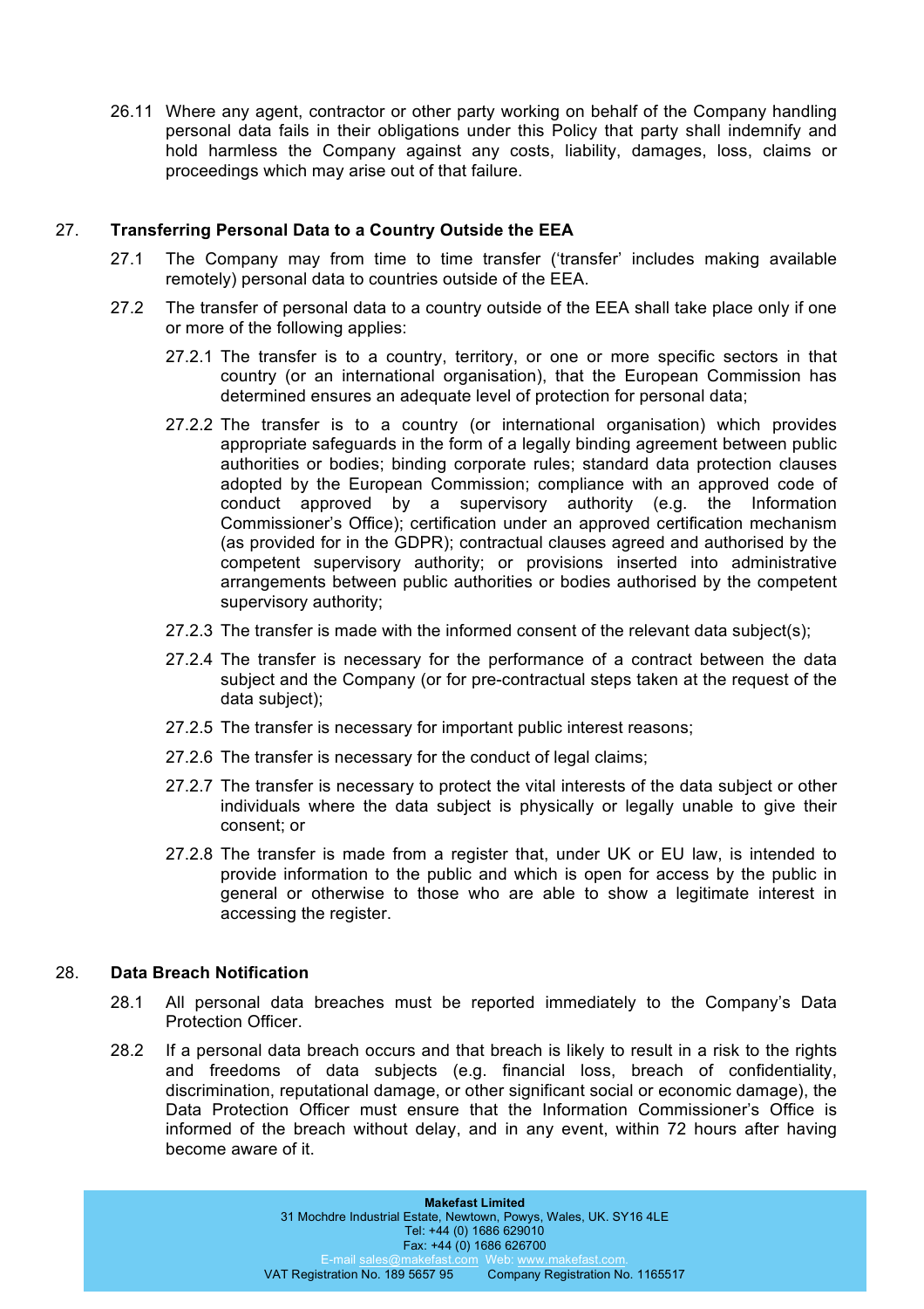26.11 Where any agent, contractor or other party working on behalf of the Company handling personal data fails in their obligations under this Policy that party shall indemnify and hold harmless the Company against any costs, liability, damages, loss, claims or proceedings which may arise out of that failure.

## 27. Transferring Personal Data to a Country Outside the EEA

27.1 The Company may from time to time transfer ('transfer' includes making available remotely) personal data to countries outside of the EEA.

27.2 The transfer of personal data to a country outside of the EEA shall take place only if one or more of the following applies:

27.2.1 The transfer is to a country, territory, or one or more specific sectors in that country (or an international organisation), that the European Commission has determined ensures an adequate level of protection for personal data;

27.2.2 The transfer is to a country (or international organisation) which provides appropriate safeguards in the form of a legally binding agreement between public authorities or bodies; binding corporate rules; standard data protection clauses adopted by the European Commission; compliance with an approved code of conduct approved by a supervisory authority (e.g. the Information Commissioner's Office); certification under an approved certification mechanism (as provided for in the GDPR); contractual clauses agreed and authorised by the competent supervisory authority; or provisions inserted into administrative arrangements between public authorities or bodies authorised by the competent supervisory authority;

27.2.3 The transfer is made with the informed consent of the relevant data subject(s);

27.2.4 The transfer is necessary for the performance of a contract between the data subject and the Company (or for pre-contractual steps taken at the request of the data subject);

27.2.5 The transfer is necessary for important public interest reasons;

27.2.6 The transfer is necessary for the conduct of legal claims;

27.2.7 The transfer is necessary to protect the vital interests of the data subject or other individuals where the data subject is physically or legally unable to give their consent; or

27.2.8 The transfer is made from a register that, under UK or EU law, is intended to provide information to the public and which is open for access by the public in general or otherwise to those who are able to show a legitimate interest in accessing the register.

## 28. Data Breach Notification

28.1 All personal data breaches must be reported immediately to the Company's Data Protection Officer.

28.2 If a personal data breach occurs and that breach is likely to result in a risk to the rights and freedoms of data subjects (e.g. financial loss, breach of confidentiality, discrimination, reputational damage, or other significant social or economic damage), the Data Protection Officer must ensure that the Information Commissioner's Office is informed of the breach without delay, and in any event, within 72 hours after having become aware of it.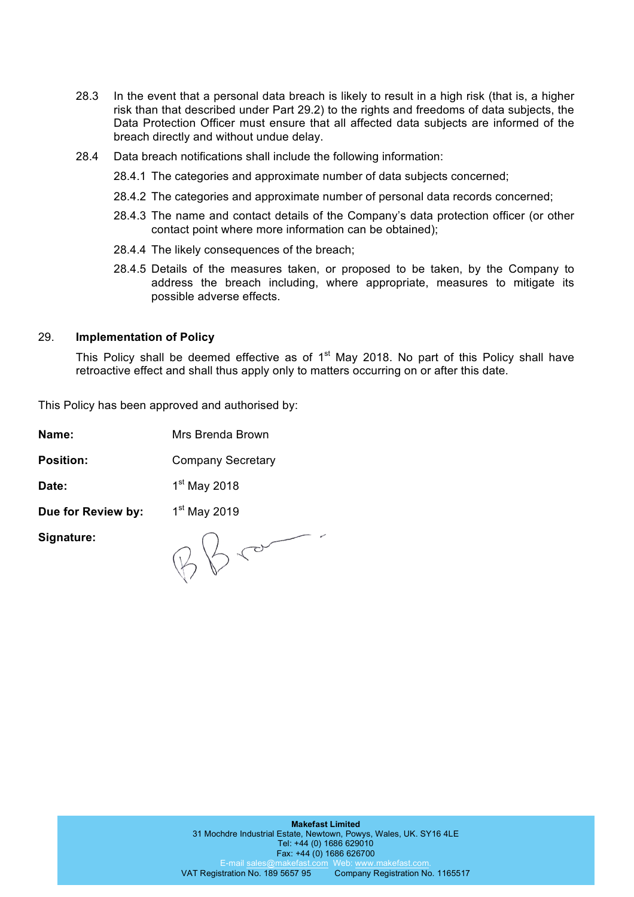28.3 In the event that a personal data breach is likely to result in a high risk (that is, a higher risk than that described under Part 29.2) to the rights and freedoms of data subjects, the Data Protection Officer must ensure that all affected data subjects are informed of the breach directly and without undue delay.

28.4 Data breach notifications shall include the following information:

28.4.1 The categories and approximate number of data subjects concerned;

28.4.2 The categories and approximate number of personal data records concerned;

28.4.3 The name and contact details of the Company's data protection officer (or other contact point where more information can be obtained);

28.4.4 The likely consequences of the breach;

28.4.5 Details of the measures taken, or proposed to be taken, by the Company to address the breach including, where appropriate, measures to mitigate its possible adverse effects.

## 29. Implementation of Policy

This Policy shall be deemed effective as of 1st May 2018. No part of this Policy shall have retroactive effect and shall thus apply only to matters occurring on or after this date.

This Policy has been approved and authorised by:

**Name:** Mrs Brenda Brown

**Position:** Company Secretary

**Date:** 1st May 2018

**Due for Review by:** 1st May 2019

**Signature:**

**Makefast Limited**
31 Mochdre Industrial Estate, Newtown, Powys, Wales, UK. SY16 4LE
Tel: +44 (0) 1686 629010
Fax: +44 (0) 1686 626700
E-mail sales@makefast.com Web: www.makefast.com.
VAT Registration No. 189 5657 95 Company Registration No. 1165517